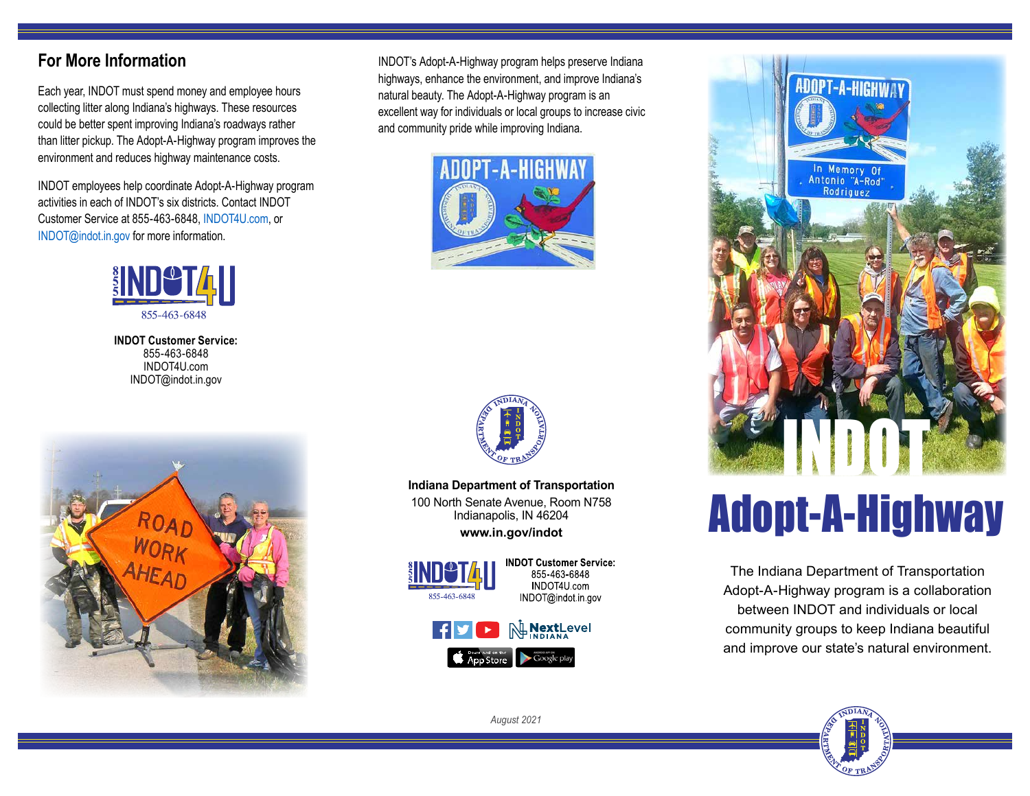## For More Information

Each year, INDOT must spend money and employee hours collecting litter along Indiana's highways. These resources could be better spent improving Indiana's roadways rather than litter pickup. The Adopt-A-Highway program improves the environment and reduces highway maintenance costs.

INDOT employees help coordinate Adopt-A-Highway program activities in each of INDOT's six districts. Contact INDOT Customer Service at 855-463-6848, INDOT4U.com, or INDOT@indot.in.gov for more information.

INDOT4U
855-463-6848

**INDOT Customer Service:**
855-463-6848
INDOT4U.com
INDOT@indot.in.gov

INDOT's Adopt-A-Highway program helps preserve Indiana highways, enhance the environment, and improve Indiana's natural beauty. The Adopt-A-Highway program is an excellent way for individuals or local groups to increase civic and community pride while improving Indiana.

**Indiana Department of Transportation**
100 North Senate Avenue, Room N758
Indianapolis, IN 46204
**www.in.gov/indot**

INDOT4U
855-463-6848

**INDOT Customer Service:**
855-463-6848
INDOT4U.com
INDOT@indot.in.gov

NextLevel INDIANA

*August 2021*

# INDOT Adopt-A-Highway

The Indiana Department of Transportation Adopt-A-Highway program is a collaboration between INDOT and individuals or local community groups to keep Indiana beautiful and improve our state's natural environment.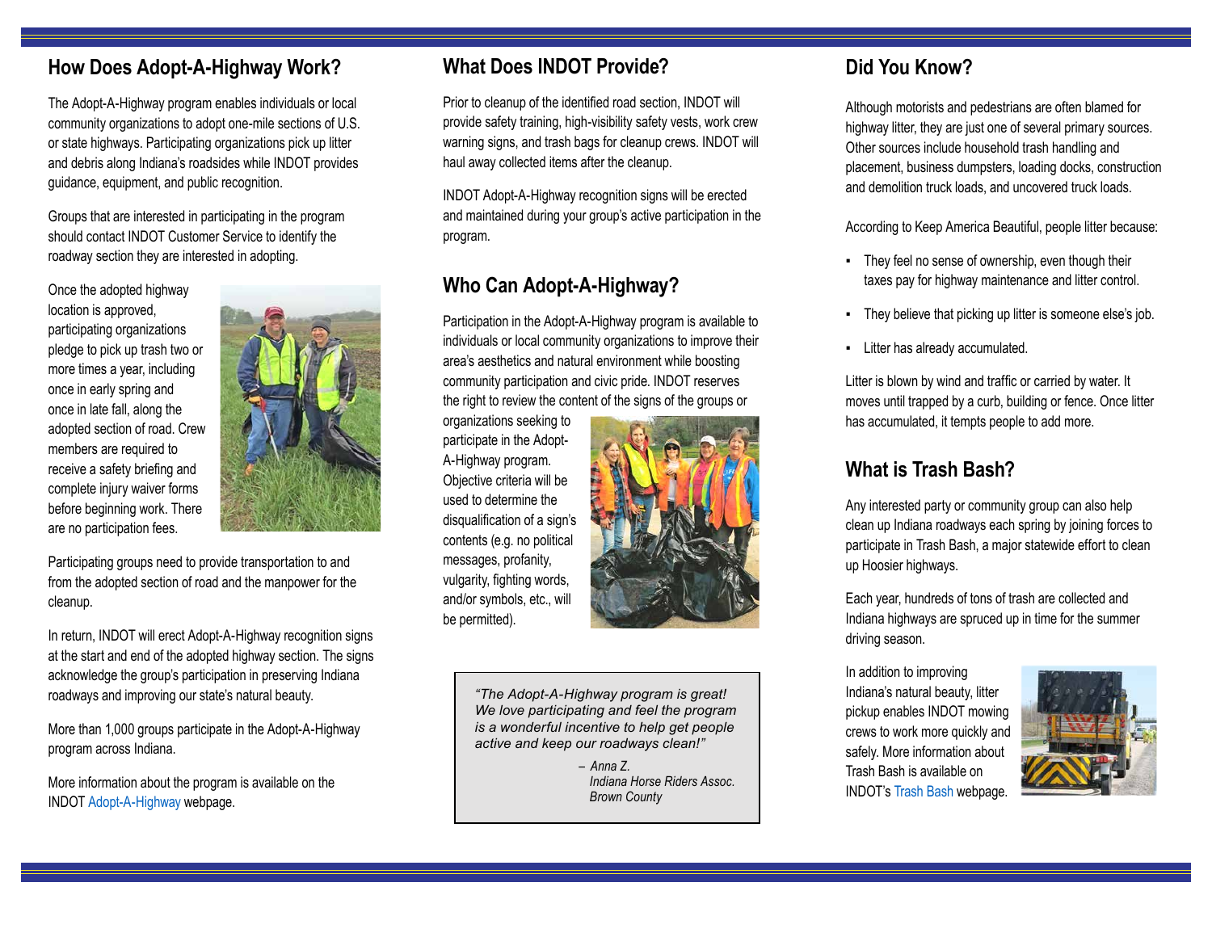## How Does Adopt-A-Highway Work?

The Adopt-A-Highway program enables individuals or local community organizations to adopt one-mile sections of U.S. or state highways. Participating organizations pick up litter and debris along Indiana's roadsides while INDOT provides guidance, equipment, and public recognition.

Groups that are interested in participating in the program should contact INDOT Customer Service to identify the roadway section they are interested in adopting.

Once the adopted highway location is approved, participating organizations pledge to pick up trash two or more times a year, including once in early spring and once in late fall, along the adopted section of road. Crew members are required to receive a safety briefing and complete injury waiver forms before beginning work. There are no participation fees.

Participating groups need to provide transportation to and from the adopted section of road and the manpower for the cleanup.

In return, INDOT will erect Adopt-A-Highway recognition signs at the start and end of the adopted highway section. The signs acknowledge the group's participation in preserving Indiana roadways and improving our state's natural beauty.

More than 1,000 groups participate in the Adopt-A-Highway program across Indiana.

More information about the program is available on the INDOT Adopt-A-Highway webpage.

## What Does INDOT Provide?

Prior to cleanup of the identified road section, INDOT will provide safety training, high-visibility safety vests, work crew warning signs, and trash bags for cleanup crews. INDOT will haul away collected items after the cleanup.

INDOT Adopt-A-Highway recognition signs will be erected and maintained during your group's active participation in the program.

## Who Can Adopt-A-Highway?

Participation in the Adopt-A-Highway program is available to individuals or local community organizations to improve their area's aesthetics and natural environment while boosting community participation and civic pride. INDOT reserves the right to review the content of the signs of the groups or organizations seeking to participate in the Adopt-A-Highway program. Objective criteria will be used to determine the disqualification of a sign's contents (e.g. no political messages, profanity, vulgarity, fighting words, and/or symbols, etc., will be permitted).

> *"The Adopt-A-Highway program is great! We love participating and feel the program is a wonderful incentive to help get people active and keep our roadways clean!"*
>
> *– Anna Z.*
> *Indiana Horse Riders Assoc.*
> *Brown County*

## Did You Know?

Although motorists and pedestrians are often blamed for highway litter, they are just one of several primary sources. Other sources include household trash handling and placement, business dumpsters, loading docks, construction and demolition truck loads, and uncovered truck loads.

According to Keep America Beautiful, people litter because:

- They feel no sense of ownership, even though their taxes pay for highway maintenance and litter control.
- They believe that picking up litter is someone else's job.
- Litter has already accumulated.

Litter is blown by wind and traffic or carried by water. It moves until trapped by a curb, building or fence. Once litter has accumulated, it tempts people to add more.

## What is Trash Bash?

Any interested party or community group can also help clean up Indiana roadways each spring by joining forces to participate in Trash Bash, a major statewide effort to clean up Hoosier highways.

Each year, hundreds of tons of trash are collected and Indiana highways are spruced up in time for the summer driving season.

In addition to improving Indiana's natural beauty, litter pickup enables INDOT mowing crews to work more quickly and safely. More information about Trash Bash is available on INDOT's Trash Bash webpage.